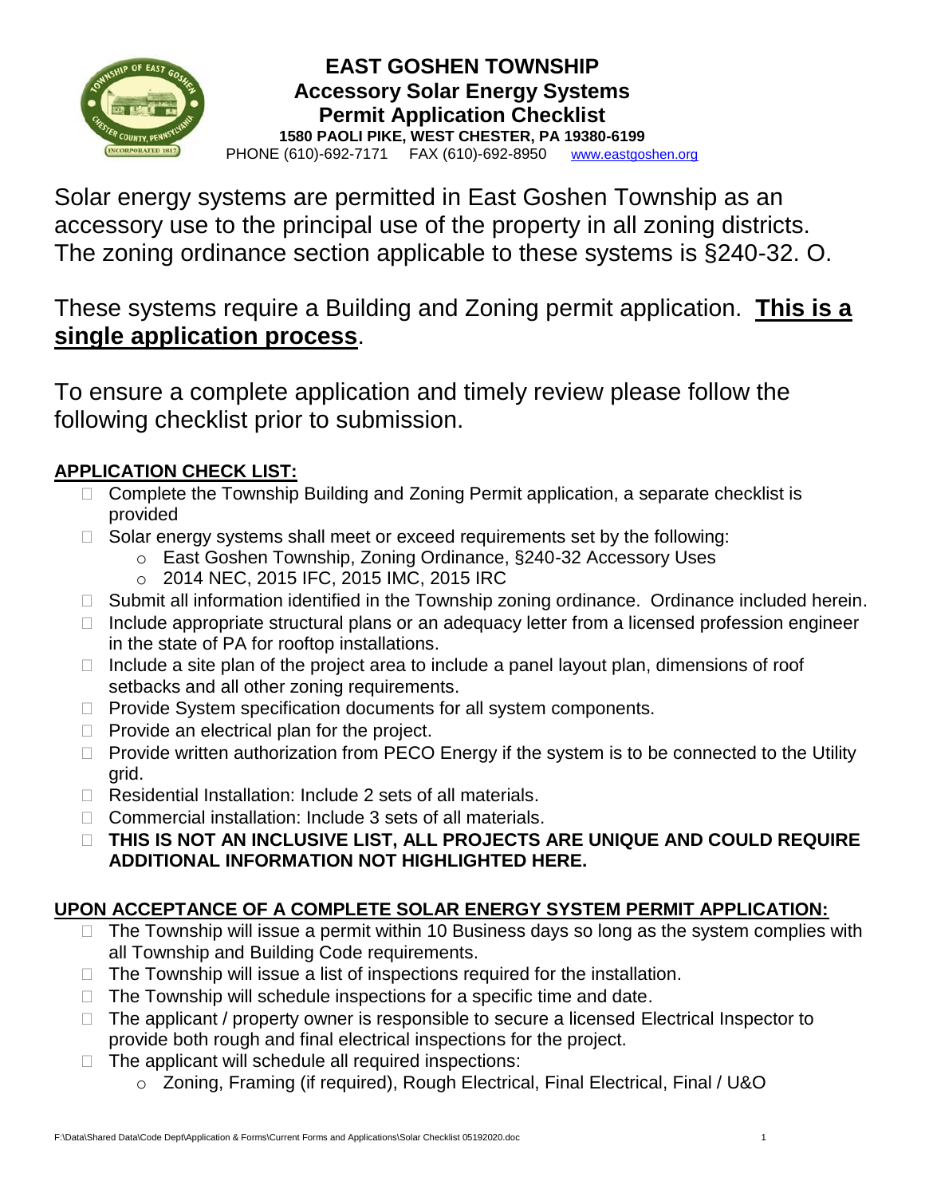# EAST GOSHEN TOWNSHIP
## Accessory Solar Energy Systems
## Permit Application Checklist

**1580 PAOLI PIKE, WEST CHESTER, PA 19380-6199**

PHONE (610)-692-7171 FAX (610)-692-8950 www.eastgoshen.org

Solar energy systems are permitted in East Goshen Township as an accessory use to the principal use of the property in all zoning districts. The zoning ordinance section applicable to these systems is §240-32. O.

These systems require a Building and Zoning permit application. **<u>This is a single application process</u>**.

To ensure a complete application and timely review please follow the following checklist prior to submission.

**<u>APPLICATION CHECK LIST:</u>**

- ☐ Complete the Township Building and Zoning Permit application, a separate checklist is provided
- ☐ Solar energy systems shall meet or exceed requirements set by the following:
  - East Goshen Township, Zoning Ordinance, §240-32 Accessory Uses
  - 2014 NEC, 2015 IFC, 2015 IMC, 2015 IRC
- ☐ Submit all information identified in the Township zoning ordinance. Ordinance included herein.
- ☐ Include appropriate structural plans or an adequacy letter from a licensed profession engineer in the state of PA for rooftop installations.
- ☐ Include a site plan of the project area to include a panel layout plan, dimensions of roof setbacks and all other zoning requirements.
- ☐ Provide System specification documents for all system components.
- ☐ Provide an electrical plan for the project.
- ☐ Provide written authorization from PECO Energy if the system is to be connected to the Utility grid.
- ☐ Residential Installation: Include 2 sets of all materials.
- ☐ Commercial installation: Include 3 sets of all materials.
- ☐ **THIS IS NOT AN INCLUSIVE LIST, ALL PROJECTS ARE UNIQUE AND COULD REQUIRE ADDITIONAL INFORMATION NOT HIGHLIGHTED HERE.**

**<u>UPON ACCEPTANCE OF A COMPLETE SOLAR ENERGY SYSTEM PERMIT APPLICATION:</u>**

- ☐ The Township will issue a permit within 10 Business days so long as the system complies with all Township and Building Code requirements.
- ☐ The Township will issue a list of inspections required for the installation.
- ☐ The Township will schedule inspections for a specific time and date.
- ☐ The applicant / property owner is responsible to secure a licensed Electrical Inspector to provide both rough and final electrical inspections for the project.
- ☐ The applicant will schedule all required inspections:
  - Zoning, Framing (if required), Rough Electrical, Final Electrical, Final / U&O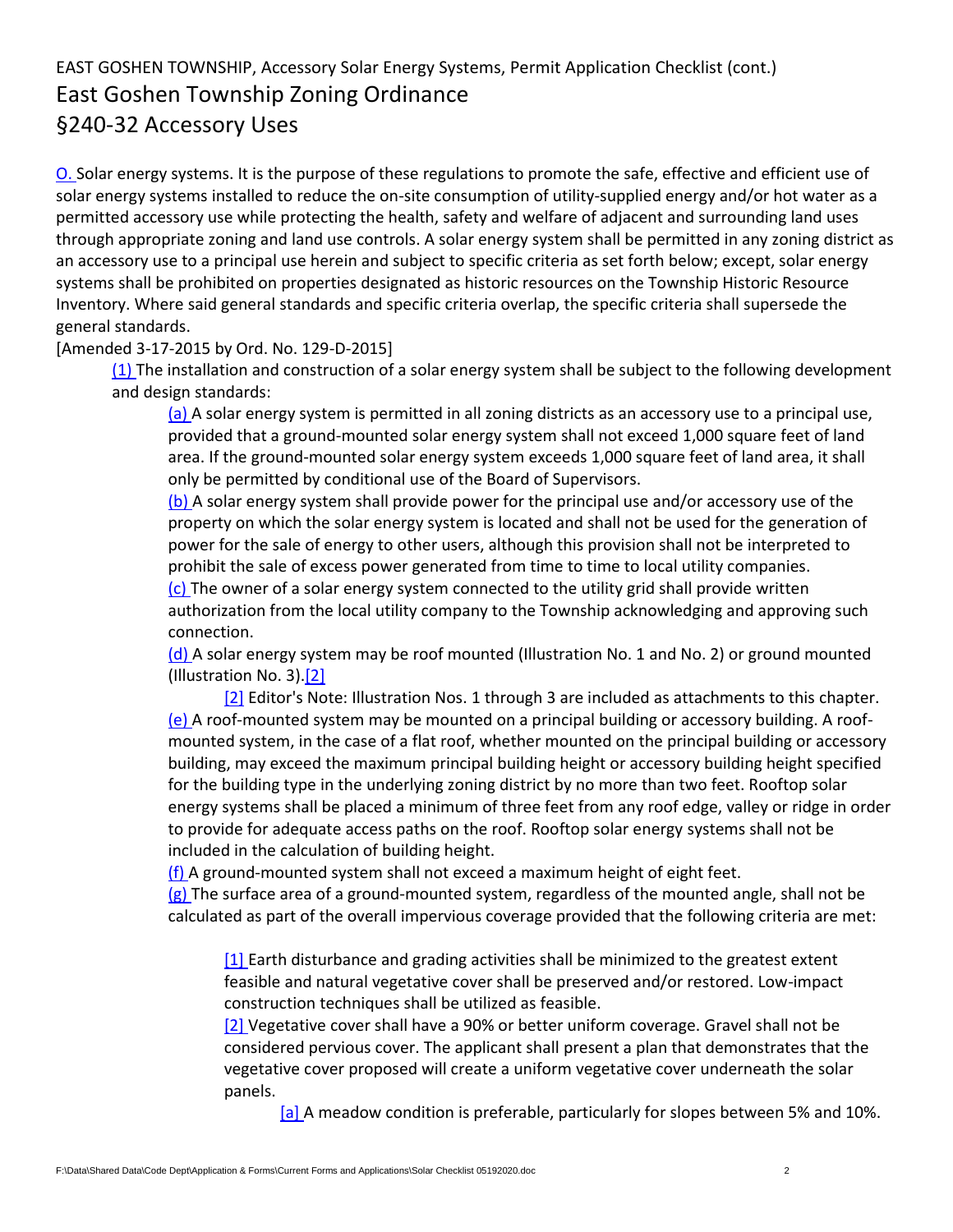EAST GOSHEN TOWNSHIP, Accessory Solar Energy Systems, Permit Application Checklist (cont.)

# East Goshen Township Zoning Ordinance

# §240-32 Accessory Uses

O. Solar energy systems. It is the purpose of these regulations to promote the safe, effective and efficient use of solar energy systems installed to reduce the on-site consumption of utility-supplied energy and/or hot water as a permitted accessory use while protecting the health, safety and welfare of adjacent and surrounding land uses through appropriate zoning and land use controls. A solar energy system shall be permitted in any zoning district as an accessory use to a principal use herein and subject to specific criteria as set forth below; except, solar energy systems shall be prohibited on properties designated as historic resources on the Township Historic Resource Inventory. Where said general standards and specific criteria overlap, the specific criteria shall supersede the general standards.

[Amended 3-17-2015 by Ord. No. 129-D-2015]

(1) The installation and construction of a solar energy system shall be subject to the following development and design standards:

(a) A solar energy system is permitted in all zoning districts as an accessory use to a principal use, provided that a ground-mounted solar energy system shall not exceed 1,000 square feet of land area. If the ground-mounted solar energy system exceeds 1,000 square feet of land area, it shall only be permitted by conditional use of the Board of Supervisors.

(b) A solar energy system shall provide power for the principal use and/or accessory use of the property on which the solar energy system is located and shall not be used for the generation of power for the sale of energy to other users, although this provision shall not be interpreted to prohibit the sale of excess power generated from time to time to local utility companies.

(c) The owner of a solar energy system connected to the utility grid shall provide written authorization from the local utility company to the Township acknowledging and approving such connection.

(d) A solar energy system may be roof mounted (Illustration No. 1 and No. 2) or ground mounted (Illustration No. 3).[2]

[2] Editor's Note: Illustration Nos. 1 through 3 are included as attachments to this chapter.

(e) A roof-mounted system may be mounted on a principal building or accessory building. A roof-mounted system, in the case of a flat roof, whether mounted on the principal building or accessory building, may exceed the maximum principal building height or accessory building height specified for the building type in the underlying zoning district by no more than two feet. Rooftop solar energy systems shall be placed a minimum of three feet from any roof edge, valley or ridge in order to provide for adequate access paths on the roof. Rooftop solar energy systems shall not be included in the calculation of building height.

(f) A ground-mounted system shall not exceed a maximum height of eight feet.

(g) The surface area of a ground-mounted system, regardless of the mounted angle, shall not be calculated as part of the overall impervious coverage provided that the following criteria are met:

[1] Earth disturbance and grading activities shall be minimized to the greatest extent feasible and natural vegetative cover shall be preserved and/or restored. Low-impact construction techniques shall be utilized as feasible.

[2] Vegetative cover shall have a 90% or better uniform coverage. Gravel shall not be considered pervious cover. The applicant shall present a plan that demonstrates that the vegetative cover proposed will create a uniform vegetative cover underneath the solar panels.

[a] A meadow condition is preferable, particularly for slopes between 5% and 10%.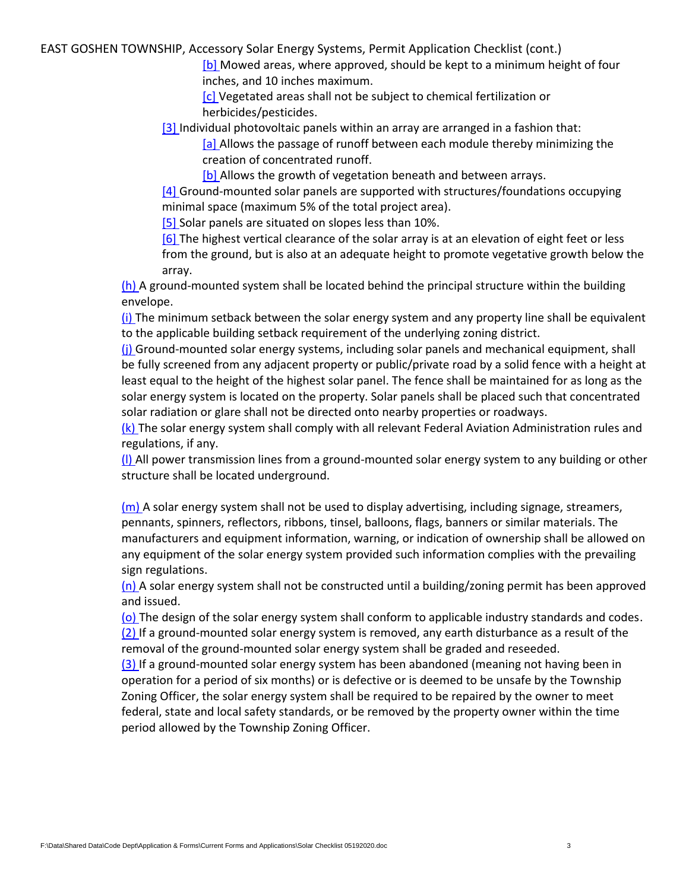[b] Mowed areas, where approved, should be kept to a minimum height of four inches, and 10 inches maximum.

[c] Vegetated areas shall not be subject to chemical fertilization or herbicides/pesticides.

[3] Individual photovoltaic panels within an array are arranged in a fashion that:

[a] Allows the passage of runoff between each module thereby minimizing the creation of concentrated runoff.

[b] Allows the growth of vegetation beneath and between arrays.

[4] Ground-mounted solar panels are supported with structures/foundations occupying minimal space (maximum 5% of the total project area).

[5] Solar panels are situated on slopes less than 10%.

[6] The highest vertical clearance of the solar array is at an elevation of eight feet or less from the ground, but is also at an adequate height to promote vegetative growth below the array.

(h) A ground-mounted system shall be located behind the principal structure within the building envelope.

(i) The minimum setback between the solar energy system and any property line shall be equivalent to the applicable building setback requirement of the underlying zoning district.

(j) Ground-mounted solar energy systems, including solar panels and mechanical equipment, shall be fully screened from any adjacent property or public/private road by a solid fence with a height at least equal to the height of the highest solar panel. The fence shall be maintained for as long as the solar energy system is located on the property. Solar panels shall be placed such that concentrated solar radiation or glare shall not be directed onto nearby properties or roadways.

(k) The solar energy system shall comply with all relevant Federal Aviation Administration rules and regulations, if any.

(l) All power transmission lines from a ground-mounted solar energy system to any building or other structure shall be located underground.

(m) A solar energy system shall not be used to display advertising, including signage, streamers, pennants, spinners, reflectors, ribbons, tinsel, balloons, flags, banners or similar materials. The manufacturers and equipment information, warning, or indication of ownership shall be allowed on any equipment of the solar energy system provided such information complies with the prevailing sign regulations.

(n) A solar energy system shall not be constructed until a building/zoning permit has been approved and issued.

(o) The design of the solar energy system shall conform to applicable industry standards and codes.

(2) If a ground-mounted solar energy system is removed, any earth disturbance as a result of the removal of the ground-mounted solar energy system shall be graded and reseeded.

(3) If a ground-mounted solar energy system has been abandoned (meaning not having been in operation for a period of six months) or is defective or is deemed to be unsafe by the Township Zoning Officer, the solar energy system shall be required to be repaired by the owner to meet federal, state and local safety standards, or be removed by the property owner within the time period allowed by the Township Zoning Officer.